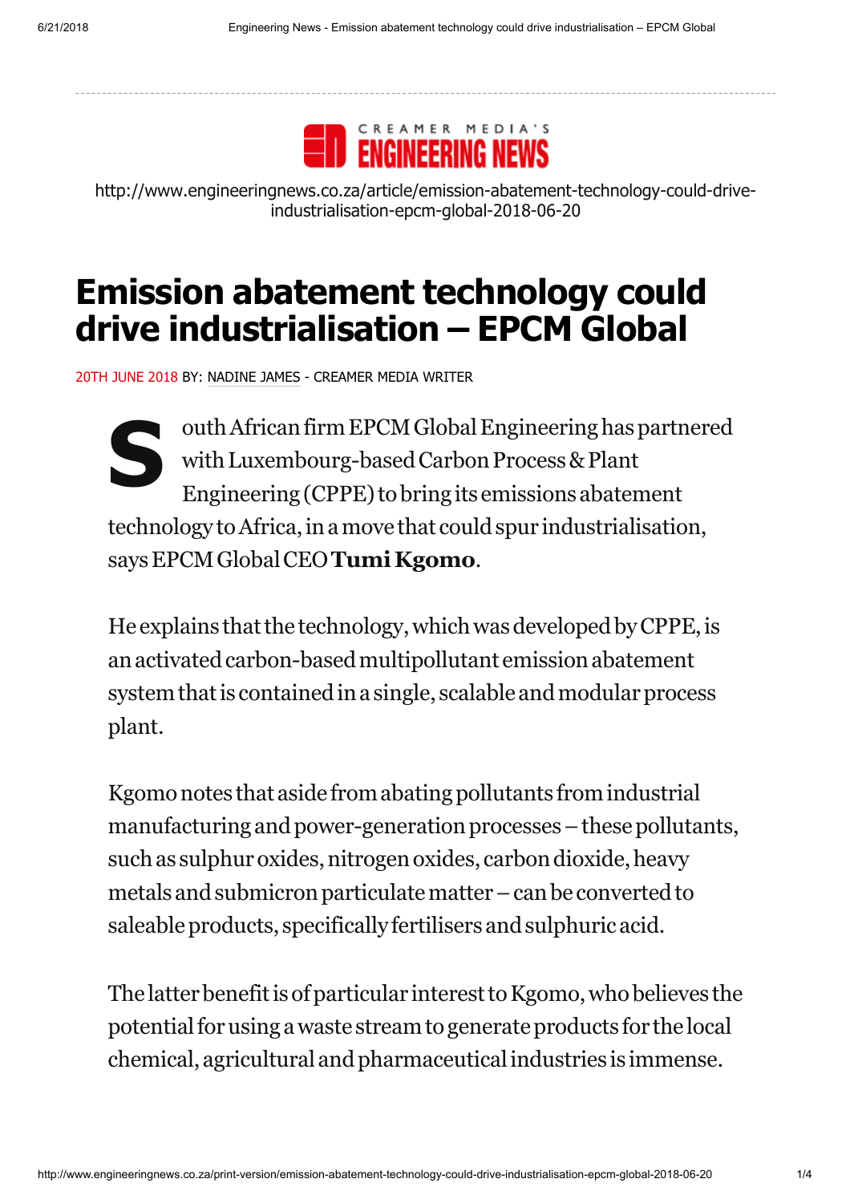CREAMER MEDIA'S ENGINEERING NEWS

http://www.engineeringnews.co.za/article/emission-abatement-technology-could-drive-industrialisation-epcm-global-2018-06-20

# Emission abatement technology could drive industrialisation – EPCM Global

20TH JUNE 2018 BY: NADINE JAMES - CREAMER MEDIA WRITER

South African firm EPCM Global Engineering has partnered with Luxembourg-based Carbon Process & Plant Engineering (CPPE) to bring its emissions abatement technology to Africa, in a move that could spur industrialisation, says EPCM Global CEO **Tumi Kgomo**.

He explains that the technology, which was developed by CPPE, is an activated carbon-based multipollutant emission abatement system that is contained in a single, scalable and modular process plant.

Kgomo notes that aside from abating pollutants from industrial manufacturing and power-generation processes – these pollutants, such as sulphur oxides, nitrogen oxides, carbon dioxide, heavy metals and submicron particulate matter – can be converted to saleable products, specifically fertilisers and sulphuric acid.

The latter benefit is of particular interest to Kgomo, who believes the potential for using a waste stream to generate products for the local chemical, agricultural and pharmaceutical industries is immense.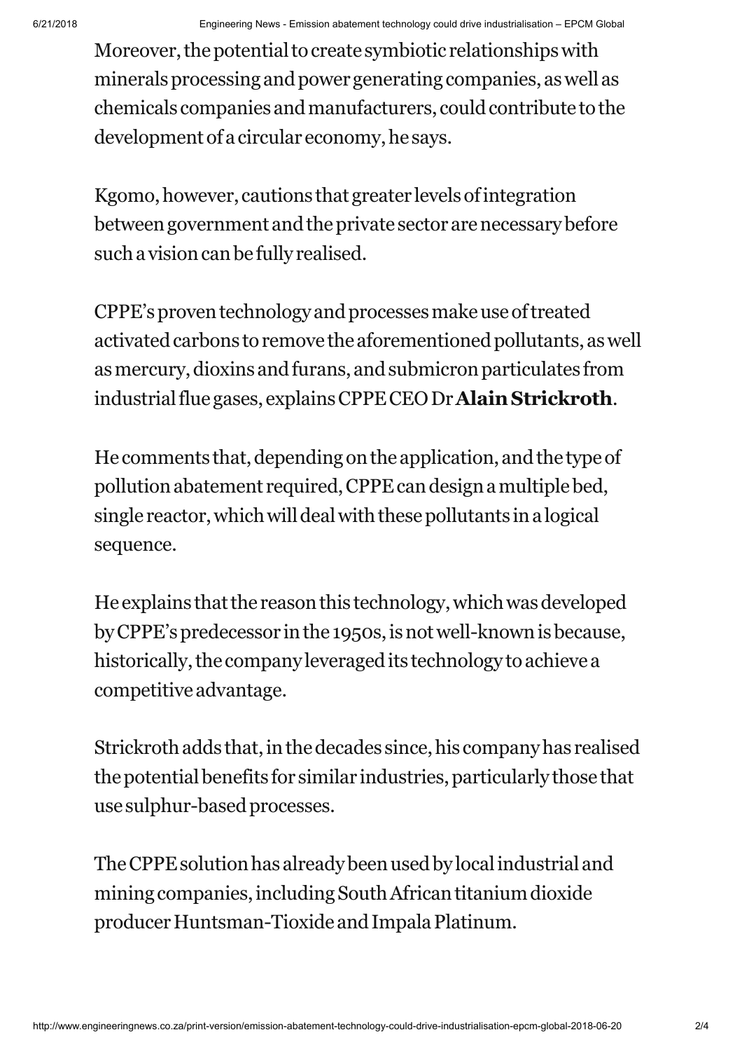Moreover, the potential to create symbiotic relationships with minerals processing and power generating companies, as well as chemicals companies and manufacturers, could contribute to the development of a circular economy, he says.

Kgomo, however, cautions that greater levels of integration between government and the private sector are necessary before such a vision can be fully realised.

CPPE's proven technology and processes make use of treated activated carbons to remove the aforementioned pollutants, as well as mercury, dioxins and furans, and submicron particulates from industrial flue gases, explains CPPE CEO Dr **Alain Strickroth**.

He comments that, depending on the application, and the type of pollution abatement required, CPPE can design a multiple bed, single reactor, which will deal with these pollutants in a logical sequence.

He explains that the reason this technology, which was developed by CPPE's predecessor in the 1950s, is not well-known is because, historically, the company leveraged its technology to achieve a competitive advantage.

Strickroth adds that, in the decades since, his company has realised the potential benefits for similar industries, particularly those that use sulphur-based processes.

The CPPE solution has already been used by local industrial and mining companies, including South African titanium dioxide producer Huntsman-Tioxide and Impala Platinum.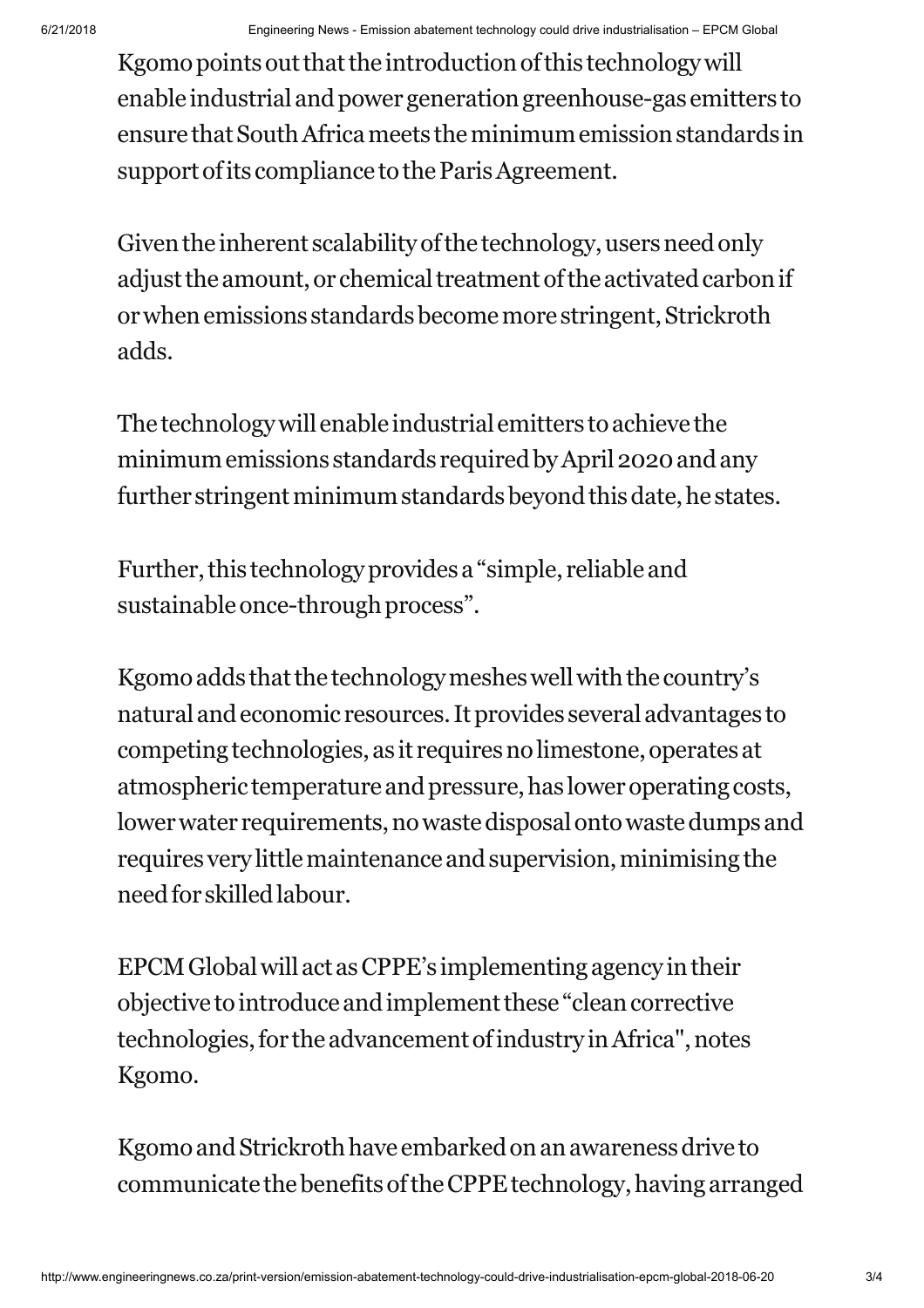Kgomo points out that the introduction of this technology will enable industrial and power generation greenhouse-gas emitters to ensure that South Africa meets the minimum emission standards in support of its compliance to the Paris Agreement.

Given the inherent scalability of the technology, users need only adjust the amount, or chemical treatment of the activated carbon if or when emissions standards become more stringent, Strickroth adds.

The technology will enable industrial emitters to achieve the minimum emissions standards required by April 2020 and any further stringent minimum standards beyond this date, he states.

Further, this technology provides a "simple, reliable and sustainable once-through process".

Kgomo adds that the technology meshes well with the country's natural and economic resources. It provides several advantages to competing technologies, as it requires no limestone, operates at atmospheric temperature and pressure, has lower operating costs, lower water requirements, no waste disposal onto waste dumps and requires very little maintenance and supervision, minimising the need for skilled labour.

EPCM Global will act as CPPE's implementing agency in their objective to introduce and implement these "clean corrective technologies, for the advancement of industry in Africa", notes Kgomo.

Kgomo and Strickroth have embarked on an awareness drive to communicate the benefits of the CPPE technology, having arranged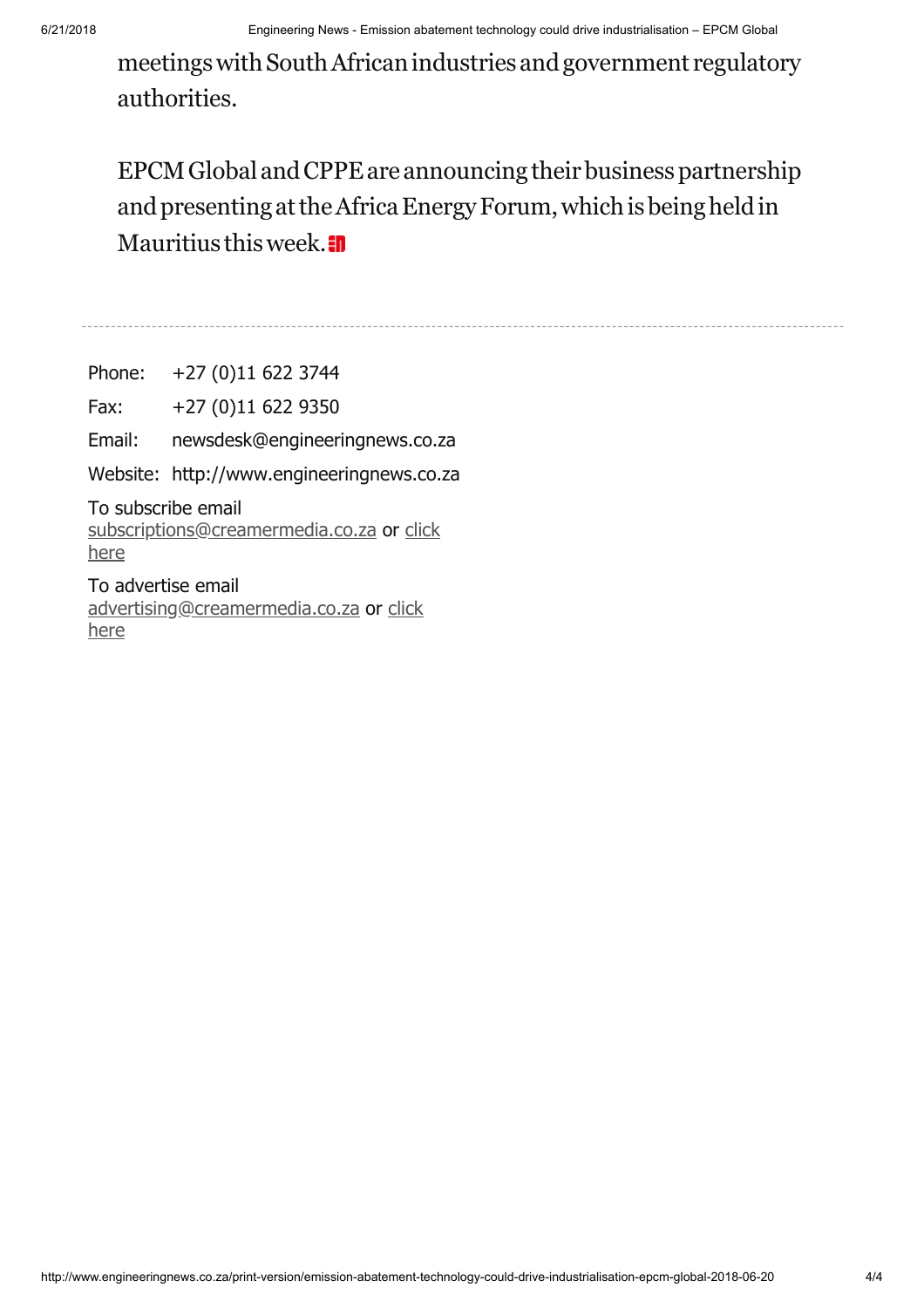meetings with South African industries and government regulatory authorities.

EPCM Global and CPPE are announcing their business partnership and presenting at the Africa Energy Forum, which is being held in Mauritius this week.

---

| | |
|---|---|
| Phone: | +27 (0)11 622 3744 |
| Fax: | +27 (0)11 622 9350 |
| Email: | newsdesk@engineeringnews.co.za |
| Website: | http://www.engineeringnews.co.za |

To subscribe email subscriptions@creamermedia.co.za or click here

To advertise email advertising@creamermedia.co.za or click here